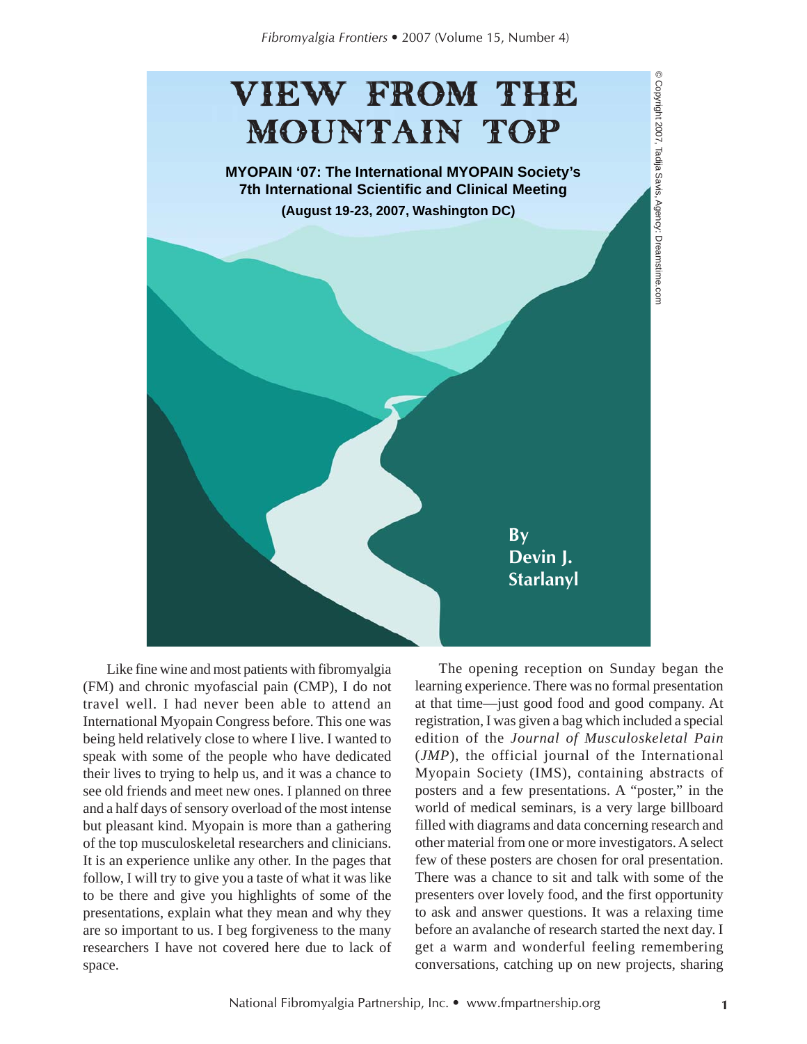# VIEW FROM THE MOUNTAIN TOP

**MYOPAIN '07: The International MYOPAIN Society's 7th International Scientific and Clinical Meeting**

**(August 19-23, 2007, Washington DC)**

© Copyright 2007, Tadija Savis, Agency: Dreamstime.com

**By Devin J. Starlanyl**

Like fine wine and most patients with fibromyalgia (FM) and chronic myofascial pain (CMP), I do not travel well. I had never been able to attend an International Myopain Congress before. This one was being held relatively close to where I live. I wanted to speak with some of the people who have dedicated their lives to trying to help us, and it was a chance to see old friends and meet new ones. I planned on three and a half days of sensory overload of the most intense but pleasant kind. Myopain is more than a gathering of the top musculoskeletal researchers and clinicians. It is an experience unlike any other. In the pages that follow, I will try to give you a taste of what it was like to be there and give you highlights of some of the presentations, explain what they mean and why they are so important to us. I beg forgiveness to the many researchers I have not covered here due to lack of space.

The opening reception on Sunday began the learning experience. There was no formal presentation at that time—just good food and good company. At registration, I was given a bag which included a special edition of the *Journal of Musculoskeletal Pain* (*JMP*), the official journal of the International Myopain Society (IMS), containing abstracts of posters and a few presentations. A "poster," in the world of medical seminars, is a very large billboard filled with diagrams and data concerning research and other material from one or more investigators. A select few of these posters are chosen for oral presentation. There was a chance to sit and talk with some of the presenters over lovely food, and the first opportunity to ask and answer questions. It was a relaxing time before an avalanche of research started the next day. I get a warm and wonderful feeling remembering conversations, catching up on new projects, sharing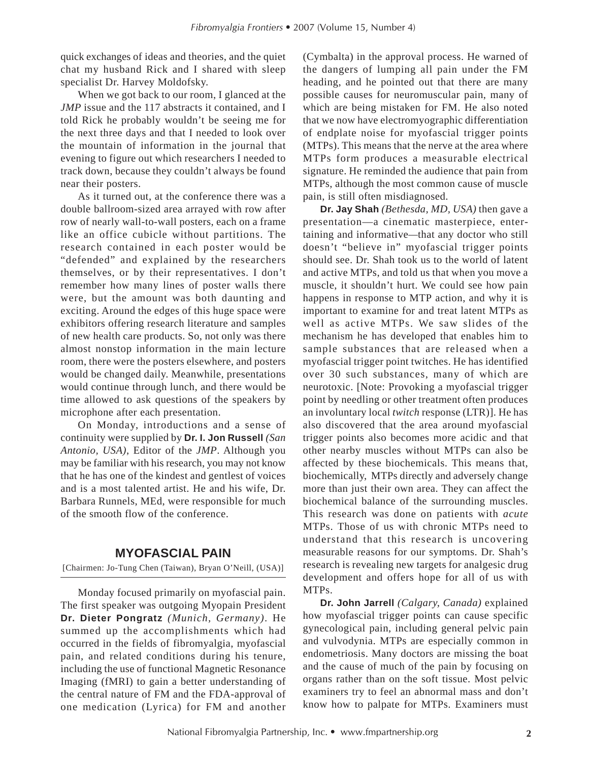quick exchanges of ideas and theories, and the quiet chat my husband Rick and I shared with sleep specialist Dr. Harvey Moldofsky.

When we got back to our room, I glanced at the *JMP* issue and the 117 abstracts it contained, and I told Rick he probably wouldn't be seeing me for the next three days and that I needed to look over the mountain of information in the journal that evening to figure out which researchers I needed to track down, because they couldn't always be found near their posters.

As it turned out, at the conference there was a double ballroom-sized area arrayed with row after row of nearly wall-to-wall posters, each on a frame like an office cubicle without partitions. The research contained in each poster would be "defended" and explained by the researchers themselves, or by their representatives. I don't remember how many lines of poster walls there were, but the amount was both daunting and exciting. Around the edges of this huge space were exhibitors offering research literature and samples of new health care products. So, not only was there almost nonstop information in the main lecture room, there were the posters elsewhere, and posters would be changed daily. Meanwhile, presentations would continue through lunch, and there would be time allowed to ask questions of the speakers by microphone after each presentation.

On Monday, introductions and a sense of continuity were supplied by **Dr. I. Jon Russell** *(San Antonio, USA)*, Editor of the *JMP*. Although you may be familiar with his research, you may not know that he has one of the kindest and gentlest of voices and is a most talented artist. He and his wife, Dr. Barbara Runnels, MEd, were responsible for much of the smooth flow of the conference.

## MYOFASCIAL PAIN

[Chairmen: Jo-Tung Chen (Taiwan), Bryan O'Neill, (USA)]

Monday focused primarily on myofascial pain. The first speaker was outgoing Myopain President **Dr. Dieter Pongratz** *(Munich, Germany)*. He summed up the accomplishments which had occurred in the fields of fibromyalgia, myofascial pain, and related conditions during his tenure, including the use of functional Magnetic Resonance Imaging (fMRI) to gain a better understanding of the central nature of FM and the FDA-approval of one medication (Lyrica) for FM and another (Cymbalta) in the approval process. He warned of the dangers of lumping all pain under the FM heading, and he pointed out that there are many possible causes for neuromuscular pain, many of which are being mistaken for FM. He also noted that we now have electromyographic differentiation of endplate noise for myofascial trigger points (MTPs). This means that the nerve at the area where MTPs form produces a measurable electrical signature. He reminded the audience that pain from MTPs, although the most common cause of muscle pain, is still often misdiagnosed.

**Dr. Jay Shah** *(Bethesda, MD, USA)* then gave a presentation—a cinematic masterpiece, entertaining and informative—that any doctor who still doesn't "believe in" myofascial trigger points should see. Dr. Shah took us to the world of latent and active MTPs, and told us that when you move a muscle, it shouldn't hurt. We could see how pain happens in response to MTP action, and why it is important to examine for and treat latent MTPs as well as active MTPs. We saw slides of the mechanism he has developed that enables him to sample substances that are released when a myofascial trigger point twitches. He has identified over 30 such substances, many of which are neurotoxic. [Note: Provoking a myofascial trigger point by needling or other treatment often produces an involuntary local *twitch* response (LTR)]. He has also discovered that the area around myofascial trigger points also becomes more acidic and that other nearby muscles without MTPs can also be affected by these biochemicals. This means that, biochemically, MTPs directly and adversely change more than just their own area. They can affect the biochemical balance of the surrounding muscles. This research was done on patients with *acute* MTPs. Those of us with chronic MTPs need to understand that this research is uncovering measurable reasons for our symptoms. Dr. Shah's research is revealing new targets for analgesic drug development and offers hope for all of us with MTPs.

**Dr. John Jarrell** *(Calgary, Canada)* explained how myofascial trigger points can cause specific gynecological pain, including general pelvic pain and vulvodynia. MTPs are especially common in endometriosis. Many doctors are missing the boat and the cause of much of the pain by focusing on organs rather than on the soft tissue. Most pelvic examiners try to feel an abnormal mass and don't know how to palpate for MTPs. Examiners must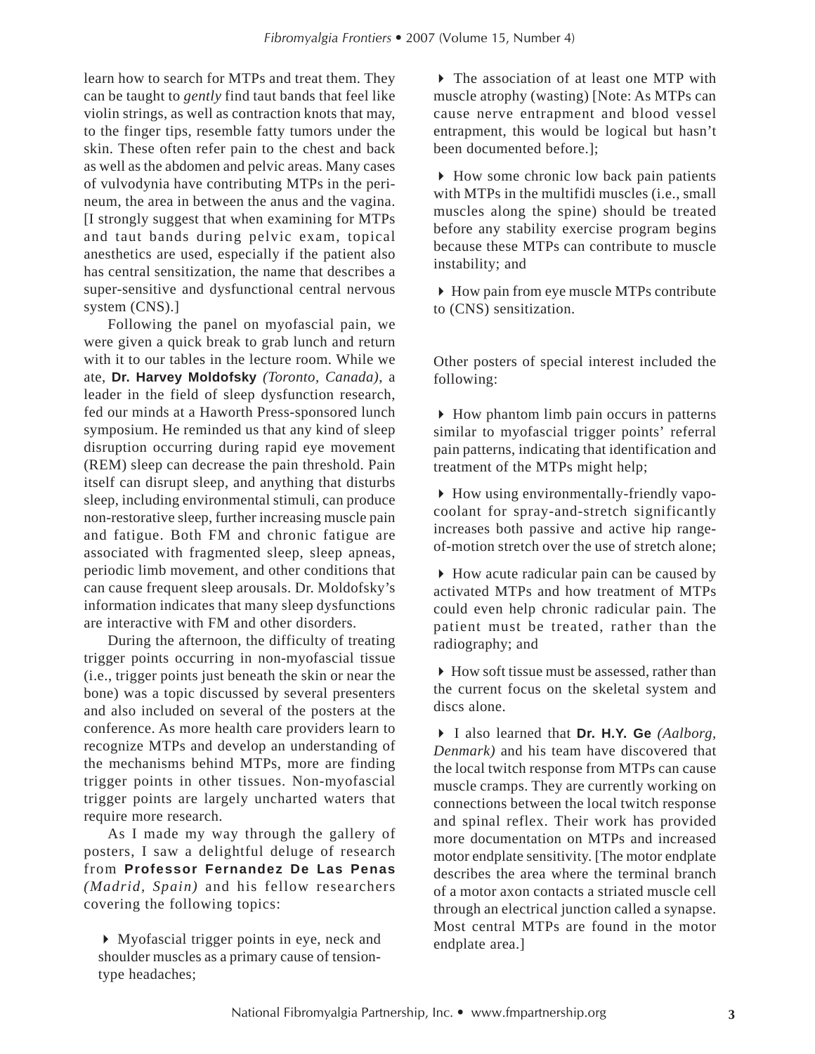learn how to search for MTPs and treat them. They can be taught to *gently* find taut bands that feel like violin strings, as well as contraction knots that may, to the finger tips, resemble fatty tumors under the skin. These often refer pain to the chest and back as well as the abdomen and pelvic areas. Many cases of vulvodynia have contributing MTPs in the perineum, the area in between the anus and the vagina. [I strongly suggest that when examining for MTPs and taut bands during pelvic exam, topical anesthetics are used, especially if the patient also has central sensitization, the name that describes a super-sensitive and dysfunctional central nervous system (CNS).]

Following the panel on myofascial pain, we were given a quick break to grab lunch and return with it to our tables in the lecture room. While we ate, **Dr. Harvey Moldofsky** *(Toronto, Canada)*, a leader in the field of sleep dysfunction research, fed our minds at a Haworth Press-sponsored lunch symposium. He reminded us that any kind of sleep disruption occurring during rapid eye movement (REM) sleep can decrease the pain threshold. Pain itself can disrupt sleep, and anything that disturbs sleep, including environmental stimuli, can produce non-restorative sleep, further increasing muscle pain and fatigue. Both FM and chronic fatigue are associated with fragmented sleep, sleep apneas, periodic limb movement, and other conditions that can cause frequent sleep arousals. Dr. Moldofsky's information indicates that many sleep dysfunctions are interactive with FM and other disorders.

During the afternoon, the difficulty of treating trigger points occurring in non-myofascial tissue (i.e., trigger points just beneath the skin or near the bone) was a topic discussed by several presenters and also included on several of the posters at the conference. As more health care providers learn to recognize MTPs and develop an understanding of the mechanisms behind MTPs, more are finding trigger points in other tissues. Non-myofascial trigger points are largely uncharted waters that require more research.

As I made my way through the gallery of posters, I saw a delightful deluge of research from **Professor Fernandez De Las Penas** *(Madrid, Spain)* and his fellow researchers covering the following topics:

- Myofascial trigger points in eye, neck and shoulder muscles as a primary cause of tension-type headaches;
- The association of at least one MTP with muscle atrophy (wasting) [Note: As MTPs can cause nerve entrapment and blood vessel entrapment, this would be logical but hasn't been documented before.];
- How some chronic low back pain patients with MTPs in the multifidi muscles (i.e., small muscles along the spine) should be treated before any stability exercise program begins because these MTPs can contribute to muscle instability; and
- How pain from eye muscle MTPs contribute to (CNS) sensitization.

Other posters of special interest included the following:

- How phantom limb pain occurs in patterns similar to myofascial trigger points' referral pain patterns, indicating that identification and treatment of the MTPs might help;
- How using environmentally-friendly vapocoolant for spray-and-stretch significantly increases both passive and active hip range-of-motion stretch over the use of stretch alone;
- How acute radicular pain can be caused by activated MTPs and how treatment of MTPs could even help chronic radicular pain. The patient must be treated, rather than the radiography; and
- How soft tissue must be assessed, rather than the current focus on the skeletal system and discs alone.
- I also learned that **Dr. H.Y. Ge** *(Aalborg, Denmark)* and his team have discovered that the local twitch response from MTPs can cause muscle cramps. They are currently working on connections between the local twitch response and spinal reflex. Their work has provided more documentation on MTPs and increased motor endplate sensitivity. [The motor endplate describes the area where the terminal branch of a motor axon contacts a striated muscle cell through an electrical junction called a synapse. Most central MTPs are found in the motor endplate area.]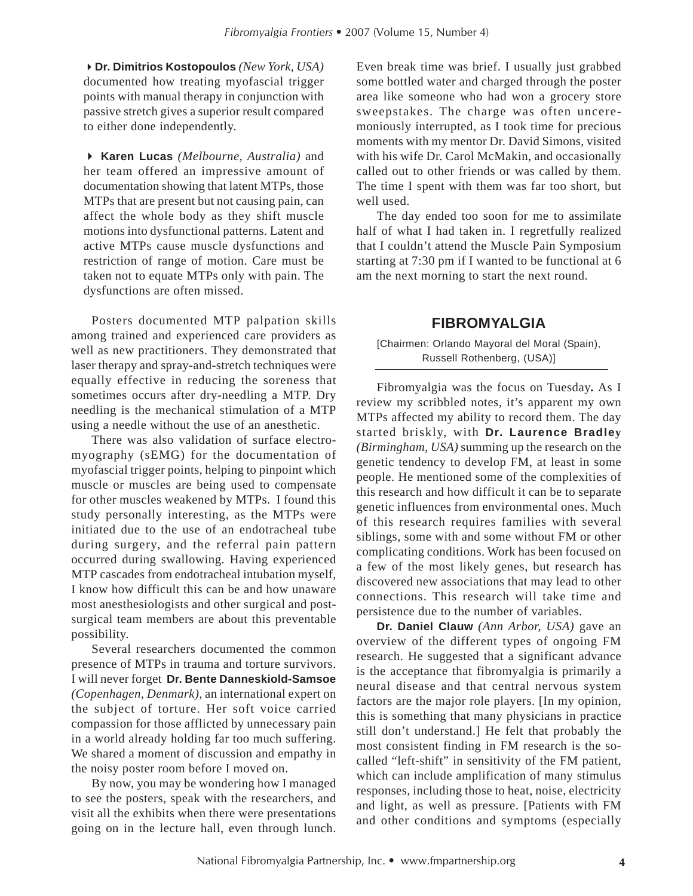▸ **Dr. Dimitrios Kostopoulos** *(New York, USA)* documented how treating myofascial trigger points with manual therapy in conjunction with passive stretch gives a superior result compared to either done independently.

▸ **Karen Lucas** *(Melbourne, Australia)* and her team offered an impressive amount of documentation showing that latent MTPs, those MTPs that are present but not causing pain, can affect the whole body as they shift muscle motions into dysfunctional patterns. Latent and active MTPs cause muscle dysfunctions and restriction of range of motion. Care must be taken not to equate MTPs only with pain. The dysfunctions are often missed.

Posters documented MTP palpation skills among trained and experienced care providers as well as new practitioners. They demonstrated that laser therapy and spray-and-stretch techniques were equally effective in reducing the soreness that sometimes occurs after dry-needling a MTP. Dry needling is the mechanical stimulation of a MTP using a needle without the use of an anesthetic.

There was also validation of surface electromyography (sEMG) for the documentation of myofascial trigger points, helping to pinpoint which muscle or muscles are being used to compensate for other muscles weakened by MTPs. I found this study personally interesting, as the MTPs were initiated due to the use of an endotracheal tube during surgery, and the referral pain pattern occurred during swallowing. Having experienced MTP cascades from endotracheal intubation myself, I know how difficult this can be and how unaware most anesthesiologists and other surgical and post-surgical team members are about this preventable possibility.

Several researchers documented the common presence of MTPs in trauma and torture survivors. I will never forget **Dr. Bente Danneskiold-Samsoe** *(Copenhagen, Denmark)*, an international expert on the subject of torture. Her soft voice carried compassion for those afflicted by unnecessary pain in a world already holding far too much suffering. We shared a moment of discussion and empathy in the noisy poster room before I moved on.

By now, you may be wondering how I managed to see the posters, speak with the researchers, and visit all the exhibits when there were presentations going on in the lecture hall, even through lunch. Even break time was brief. I usually just grabbed some bottled water and charged through the poster area like someone who had won a grocery store sweepstakes. The charge was often unceremoniously interrupted, as I took time for precious moments with my mentor Dr. David Simons, visited with his wife Dr. Carol McMakin, and occasionally called out to other friends or was called by them. The time I spent with them was far too short, but well used.

The day ended too soon for me to assimilate half of what I had taken in. I regretfully realized that I couldn't attend the Muscle Pain Symposium starting at 7:30 pm if I wanted to be functional at 6 am the next morning to start the next round.

## FIBROMYALGIA

[Chairmen: Orlando Mayoral del Moral (Spain), Russell Rothenberg, (USA)]

Fibromyalgia was the focus on Tuesday**.** As I review my scribbled notes, it's apparent my own MTPs affected my ability to record them. The day started briskly, with **Dr. Laurence Bradley** *(Birmingham, USA)* summing up the research on the genetic tendency to develop FM, at least in some people. He mentioned some of the complexities of this research and how difficult it can be to separate genetic influences from environmental ones. Much of this research requires families with several siblings, some with and some without FM or other complicating conditions. Work has been focused on a few of the most likely genes, but research has discovered new associations that may lead to other connections. This research will take time and persistence due to the number of variables.

**Dr. Daniel Clauw** *(Ann Arbor, USA)* gave an overview of the different types of ongoing FM research. He suggested that a significant advance is the acceptance that fibromyalgia is primarily a neural disease and that central nervous system factors are the major role players. [In my opinion, this is something that many physicians in practice still don't understand.] He felt that probably the most consistent finding in FM research is the so-called "left-shift" in sensitivity of the FM patient, which can include amplification of many stimulus responses, including those to heat, noise, electricity and light, as well as pressure. [Patients with FM and other conditions and symptoms (especially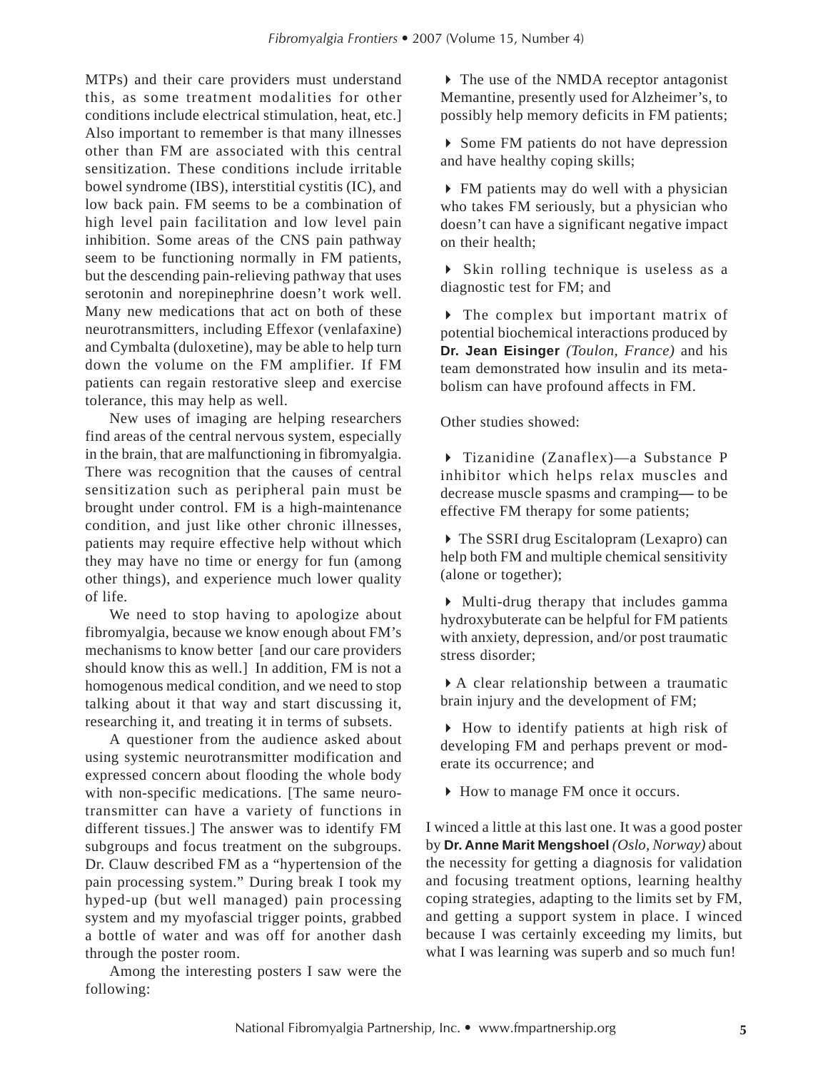MTPs) and their care providers must understand this, as some treatment modalities for other conditions include electrical stimulation, heat, etc.] Also important to remember is that many illnesses other than FM are associated with this central sensitization. These conditions include irritable bowel syndrome (IBS), interstitial cystitis (IC), and low back pain. FM seems to be a combination of high level pain facilitation and low level pain inhibition. Some areas of the CNS pain pathway seem to be functioning normally in FM patients, but the descending pain-relieving pathway that uses serotonin and norepinephrine doesn't work well. Many new medications that act on both of these neurotransmitters, including Effexor (venlafaxine) and Cymbalta (duloxetine), may be able to help turn down the volume on the FM amplifier. If FM patients can regain restorative sleep and exercise tolerance, this may help as well.

New uses of imaging are helping researchers find areas of the central nervous system, especially in the brain, that are malfunctioning in fibromyalgia. There was recognition that the causes of central sensitization such as peripheral pain must be brought under control. FM is a high-maintenance condition, and just like other chronic illnesses, patients may require effective help without which they may have no time or energy for fun (among other things), and experience much lower quality of life.

We need to stop having to apologize about fibromyalgia, because we know enough about FM's mechanisms to know better [and our care providers should know this as well.] In addition, FM is not a homogenous medical condition, and we need to stop talking about it that way and start discussing it, researching it, and treating it in terms of subsets.

A questioner from the audience asked about using systemic neurotransmitter modification and expressed concern about flooding the whole body with non-specific medications. [The same neurotransmitter can have a variety of functions in different tissues.] The answer was to identify FM subgroups and focus treatment on the subgroups. Dr. Clauw described FM as a "hypertension of the pain processing system." During break I took my hyped-up (but well managed) pain processing system and my myofascial trigger points, grabbed a bottle of water and was off for another dash through the poster room.

Among the interesting posters I saw were the following:

- The use of the NMDA receptor antagonist Memantine, presently used for Alzheimer's, to possibly help memory deficits in FM patients;
- Some FM patients do not have depression and have healthy coping skills;
- FM patients may do well with a physician who takes FM seriously, but a physician who doesn't can have a significant negative impact on their health;
- Skin rolling technique is useless as a diagnostic test for FM; and
- The complex but important matrix of potential biochemical interactions produced by **Dr. Jean Eisinger** *(Toulon, France)* and his team demonstrated how insulin and its metabolism can have profound affects in FM.

Other studies showed:

- Tizanidine (Zanaflex)—a Substance P inhibitor which helps relax muscles and decrease muscle spasms and cramping— to be effective FM therapy for some patients;
- The SSRI drug Escitalopram (Lexapro) can help both FM and multiple chemical sensitivity (alone or together);
- Multi-drug therapy that includes gamma hydroxybuterate can be helpful for FM patients with anxiety, depression, and/or post traumatic stress disorder;
- A clear relationship between a traumatic brain injury and the development of FM;
- How to identify patients at high risk of developing FM and perhaps prevent or moderate its occurrence; and
- How to manage FM once it occurs.

I winced a little at this last one. It was a good poster by **Dr. Anne Marit Mengshoel** *(Oslo, Norway)* about the necessity for getting a diagnosis for validation and focusing treatment options, learning healthy coping strategies, adapting to the limits set by FM, and getting a support system in place. I winced because I was certainly exceeding my limits, but what I was learning was superb and so much fun!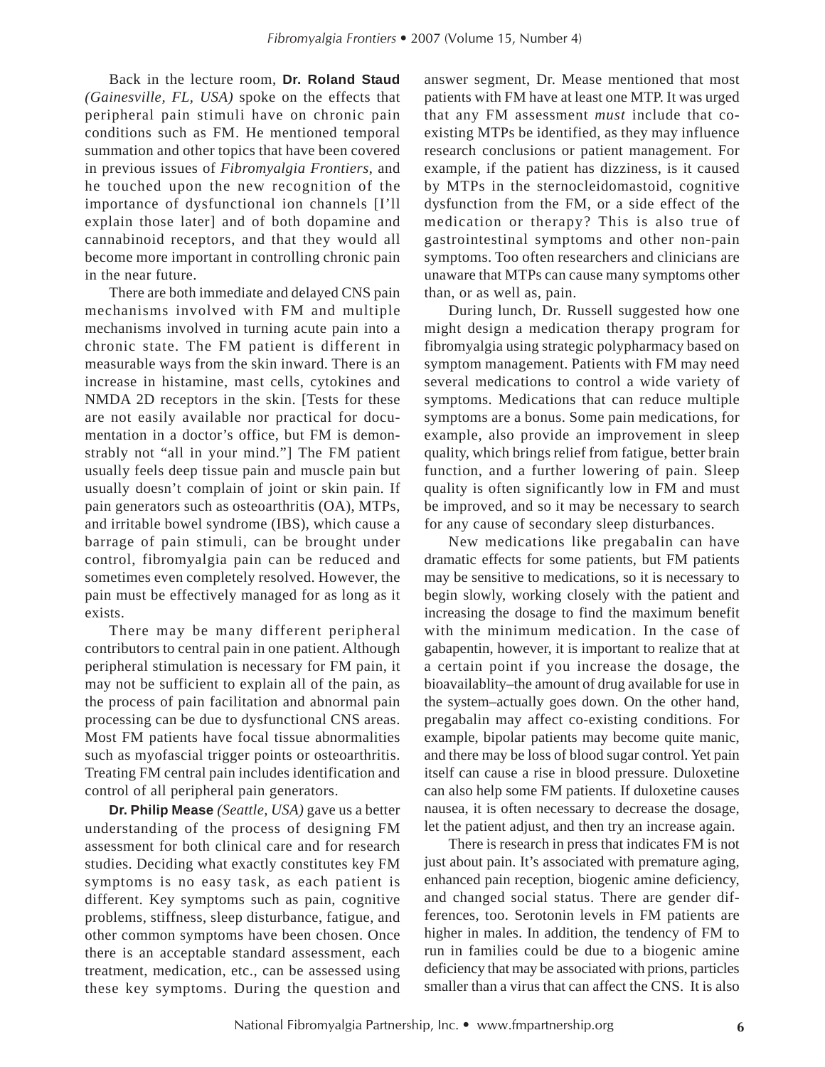Back in the lecture room, **Dr. Roland Staud** *(Gainesville, FL, USA)* spoke on the effects that peripheral pain stimuli have on chronic pain conditions such as FM. He mentioned temporal summation and other topics that have been covered in previous issues of *Fibromyalgia Frontiers*, and he touched upon the new recognition of the importance of dysfunctional ion channels [I'll explain those later] and of both dopamine and cannabinoid receptors, and that they would all become more important in controlling chronic pain in the near future.

There are both immediate and delayed CNS pain mechanisms involved with FM and multiple mechanisms involved in turning acute pain into a chronic state. The FM patient is different in measurable ways from the skin inward. There is an increase in histamine, mast cells, cytokines and NMDA 2D receptors in the skin. [Tests for these are not easily available nor practical for documentation in a doctor's office, but FM is demonstrably not "all in your mind."] The FM patient usually feels deep tissue pain and muscle pain but usually doesn't complain of joint or skin pain. If pain generators such as osteoarthritis (OA), MTPs, and irritable bowel syndrome (IBS), which cause a barrage of pain stimuli, can be brought under control, fibromyalgia pain can be reduced and sometimes even completely resolved. However, the pain must be effectively managed for as long as it exists.

There may be many different peripheral contributors to central pain in one patient. Although peripheral stimulation is necessary for FM pain, it may not be sufficient to explain all of the pain, as the process of pain facilitation and abnormal pain processing can be due to dysfunctional CNS areas. Most FM patients have focal tissue abnormalities such as myofascial trigger points or osteoarthritis. Treating FM central pain includes identification and control of all peripheral pain generators.

**Dr. Philip Mease** *(Seattle, USA)* gave us a better understanding of the process of designing FM assessment for both clinical care and for research studies. Deciding what exactly constitutes key FM symptoms is no easy task, as each patient is different. Key symptoms such as pain, cognitive problems, stiffness, sleep disturbance, fatigue, and other common symptoms have been chosen. Once there is an acceptable standard assessment, each treatment, medication, etc., can be assessed using these key symptoms. During the question and answer segment, Dr. Mease mentioned that most patients with FM have at least one MTP. It was urged that any FM assessment *must* include that co-existing MTPs be identified, as they may influence research conclusions or patient management. For example, if the patient has dizziness, is it caused by MTPs in the sternocleidomastoid, cognitive dysfunction from the FM, or a side effect of the medication or therapy? This is also true of gastrointestinal symptoms and other non-pain symptoms. Too often researchers and clinicians are unaware that MTPs can cause many symptoms other than, or as well as, pain.

During lunch, Dr. Russell suggested how one might design a medication therapy program for fibromyalgia using strategic polypharmacy based on symptom management. Patients with FM may need several medications to control a wide variety of symptoms. Medications that can reduce multiple symptoms are a bonus. Some pain medications, for example, also provide an improvement in sleep quality, which brings relief from fatigue, better brain function, and a further lowering of pain. Sleep quality is often significantly low in FM and must be improved, and so it may be necessary to search for any cause of secondary sleep disturbances.

New medications like pregabalin can have dramatic effects for some patients, but FM patients may be sensitive to medications, so it is necessary to begin slowly, working closely with the patient and increasing the dosage to find the maximum benefit with the minimum medication. In the case of gabapentin, however, it is important to realize that at a certain point if you increase the dosage, the bioavailablity–the amount of drug available for use in the system–actually goes down. On the other hand, pregabalin may affect co-existing conditions. For example, bipolar patients may become quite manic, and there may be loss of blood sugar control. Yet pain itself can cause a rise in blood pressure. Duloxetine can also help some FM patients. If duloxetine causes nausea, it is often necessary to decrease the dosage, let the patient adjust, and then try an increase again.

There is research in press that indicates FM is not just about pain. It's associated with premature aging, enhanced pain reception, biogenic amine deficiency, and changed social status. There are gender differences, too. Serotonin levels in FM patients are higher in males. In addition, the tendency of FM to run in families could be due to a biogenic amine deficiency that may be associated with prions, particles smaller than a virus that can affect the CNS. It is also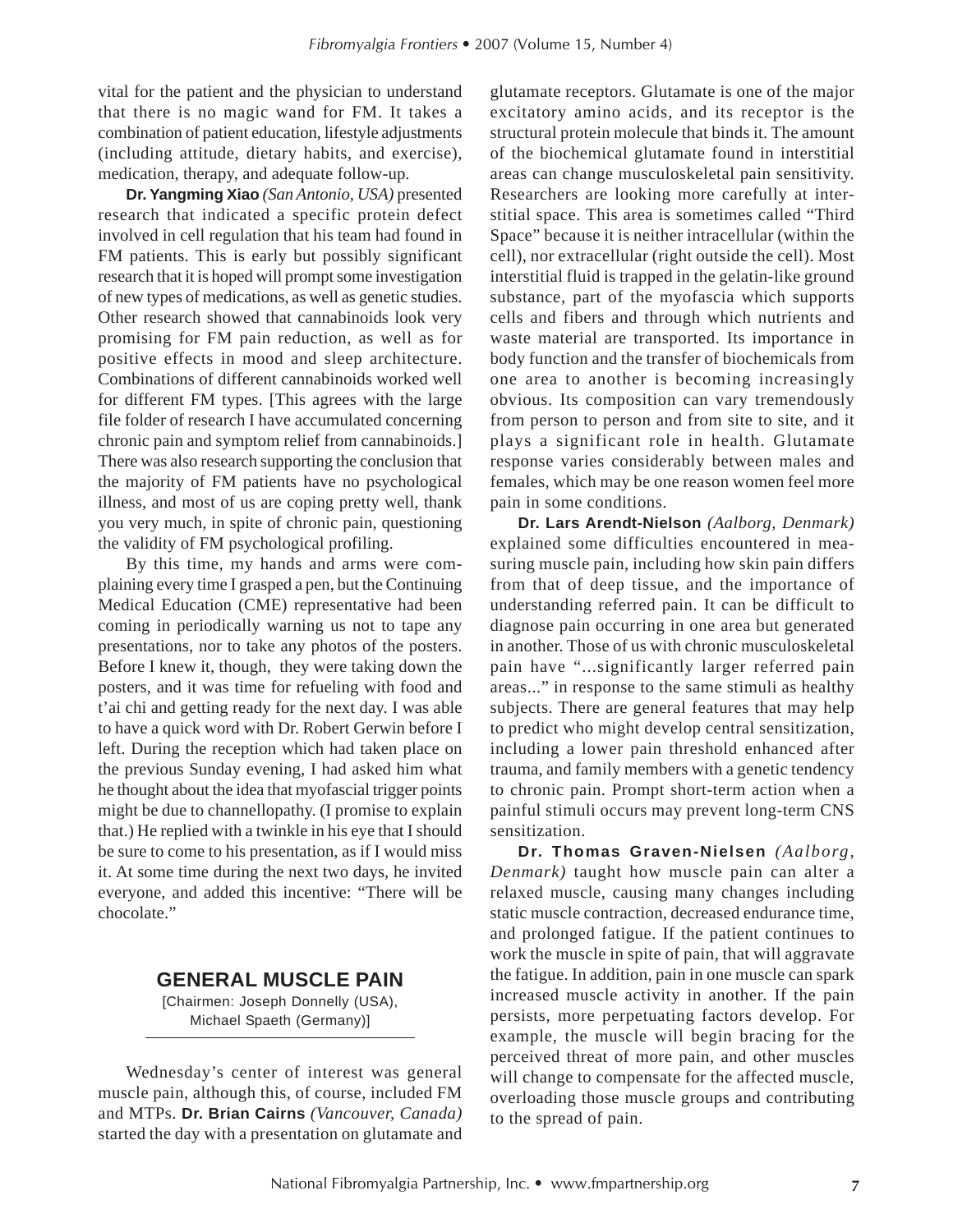vital for the patient and the physician to understand that there is no magic wand for FM. It takes a combination of patient education, lifestyle adjustments (including attitude, dietary habits, and exercise), medication, therapy, and adequate follow-up.

**Dr. Yangming Xiao** *(San Antonio, USA)* presented research that indicated a specific protein defect involved in cell regulation that his team had found in FM patients. This is early but possibly significant research that it is hoped will prompt some investigation of new types of medications, as well as genetic studies. Other research showed that cannabinoids look very promising for FM pain reduction, as well as for positive effects in mood and sleep architecture. Combinations of different cannabinoids worked well for different FM types. [This agrees with the large file folder of research I have accumulated concerning chronic pain and symptom relief from cannabinoids.] There was also research supporting the conclusion that the majority of FM patients have no psychological illness, and most of us are coping pretty well, thank you very much, in spite of chronic pain, questioning the validity of FM psychological profiling.

By this time, my hands and arms were complaining every time I grasped a pen, but the Continuing Medical Education (CME) representative had been coming in periodically warning us not to tape any presentations, nor to take any photos of the posters. Before I knew it, though, they were taking down the posters, and it was time for refueling with food and t'ai chi and getting ready for the next day. I was able to have a quick word with Dr. Robert Gerwin before I left. During the reception which had taken place on the previous Sunday evening, I had asked him what he thought about the idea that myofascial trigger points might be due to channellopathy. (I promise to explain that.) He replied with a twinkle in his eye that I should be sure to come to his presentation, as if I would miss it. At some time during the next two days, he invited everyone, and added this incentive: "There will be chocolate."

## GENERAL MUSCLE PAIN

[Chairmen: Joseph Donnelly (USA), Michael Spaeth (Germany)]

Wednesday's center of interest was general muscle pain, although this, of course, included FM and MTPs. **Dr. Brian Cairns** *(Vancouver, Canada)* started the day with a presentation on glutamate and glutamate receptors. Glutamate is one of the major excitatory amino acids, and its receptor is the structural protein molecule that binds it. The amount of the biochemical glutamate found in interstitial areas can change musculoskeletal pain sensitivity. Researchers are looking more carefully at interstitial space. This area is sometimes called "Third Space" because it is neither intracellular (within the cell), nor extracellular (right outside the cell). Most interstitial fluid is trapped in the gelatin-like ground substance, part of the myofascia which supports cells and fibers and through which nutrients and waste material are transported. Its importance in body function and the transfer of biochemicals from one area to another is becoming increasingly obvious. Its composition can vary tremendously from person to person and from site to site, and it plays a significant role in health. Glutamate response varies considerably between males and females, which may be one reason women feel more pain in some conditions.

**Dr. Lars Arendt-Nielson** *(Aalborg, Denmark)* explained some difficulties encountered in measuring muscle pain, including how skin pain differs from that of deep tissue, and the importance of understanding referred pain. It can be difficult to diagnose pain occurring in one area but generated in another. Those of us with chronic musculoskeletal pain have "...significantly larger referred pain areas..." in response to the same stimuli as healthy subjects. There are general features that may help to predict who might develop central sensitization, including a lower pain threshold enhanced after trauma, and family members with a genetic tendency to chronic pain. Prompt short-term action when a painful stimuli occurs may prevent long-term CNS sensitization.

**Dr. Thomas Graven-Nielsen** *(Aalborg, Denmark)* taught how muscle pain can alter a relaxed muscle, causing many changes including static muscle contraction, decreased endurance time, and prolonged fatigue. If the patient continues to work the muscle in spite of pain, that will aggravate the fatigue. In addition, pain in one muscle can spark increased muscle activity in another. If the pain persists, more perpetuating factors develop. For example, the muscle will begin bracing for the perceived threat of more pain, and other muscles will change to compensate for the affected muscle, overloading those muscle groups and contributing to the spread of pain.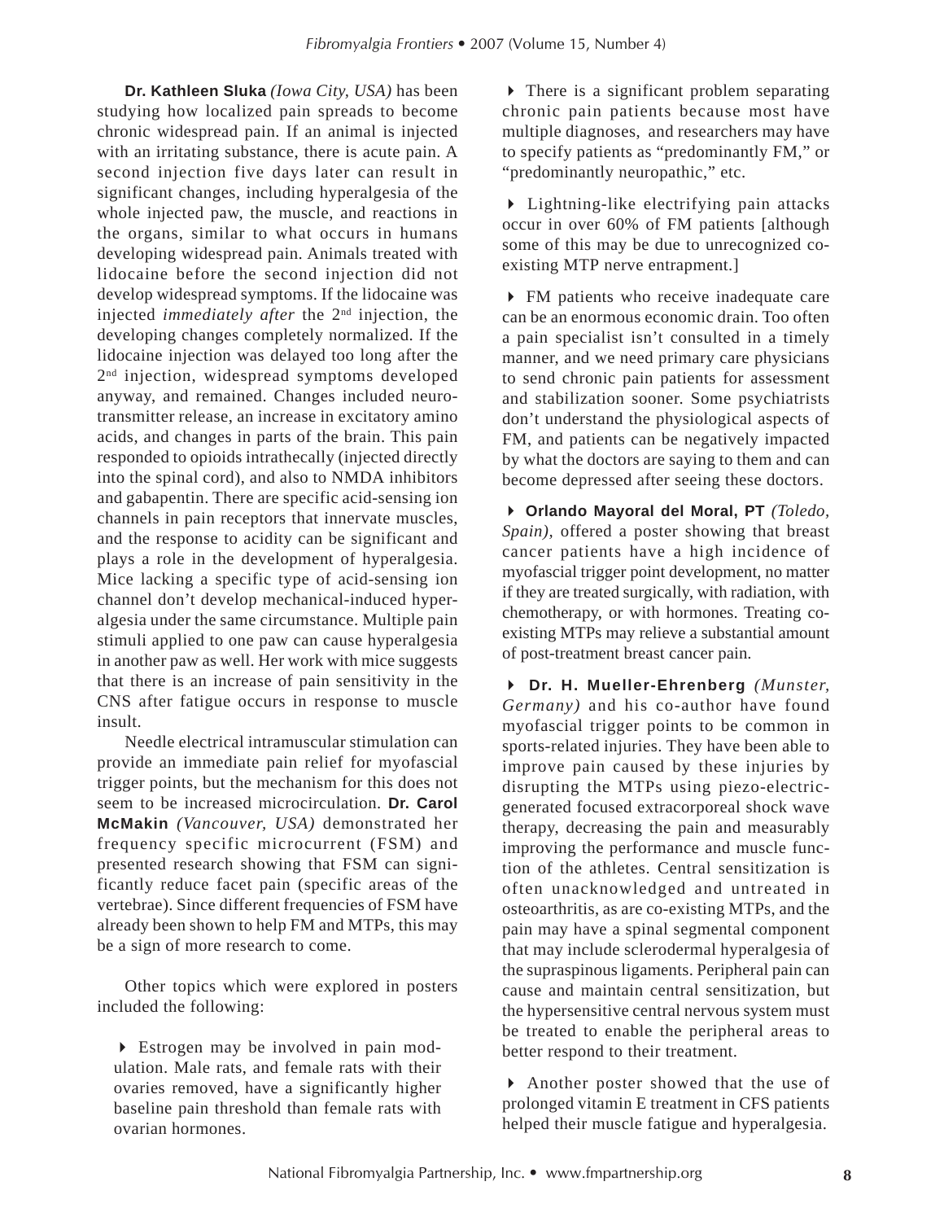**Dr. Kathleen Sluka** *(Iowa City, USA)* has been studying how localized pain spreads to become chronic widespread pain. If an animal is injected with an irritating substance, there is acute pain. A second injection five days later can result in significant changes, including hyperalgesia of the whole injected paw, the muscle, and reactions in the organs, similar to what occurs in humans developing widespread pain. Animals treated with lidocaine before the second injection did not develop widespread symptoms. If the lidocaine was injected *immediately after* the 2nd injection, the developing changes completely normalized. If the lidocaine injection was delayed too long after the 2nd injection, widespread symptoms developed anyway, and remained. Changes included neurotransmitter release, an increase in excitatory amino acids, and changes in parts of the brain. This pain responded to opioids intrathecally (injected directly into the spinal cord), and also to NMDA inhibitors and gabapentin. There are specific acid-sensing ion channels in pain receptors that innervate muscles, and the response to acidity can be significant and plays a role in the development of hyperalgesia. Mice lacking a specific type of acid-sensing ion channel don't develop mechanical-induced hyperalgesia under the same circumstance. Multiple pain stimuli applied to one paw can cause hyperalgesia in another paw as well. Her work with mice suggests that there is an increase of pain sensitivity in the CNS after fatigue occurs in response to muscle insult.

Needle electrical intramuscular stimulation can provide an immediate pain relief for myofascial trigger points, but the mechanism for this does not seem to be increased microcirculation. **Dr. Carol McMakin** *(Vancouver, USA)* demonstrated her frequency specific microcurrent (FSM) and presented research showing that FSM can significantly reduce facet pain (specific areas of the vertebrae). Since different frequencies of FSM have already been shown to help FM and MTPs, this may be a sign of more research to come.

Other topics which were explored in posters included the following:

- Estrogen may be involved in pain modulation. Male rats, and female rats with their ovaries removed, have a significantly higher baseline pain threshold than female rats with ovarian hormones.
- There is a significant problem separating chronic pain patients because most have multiple diagnoses, and researchers may have to specify patients as "predominantly FM," or "predominantly neuropathic," etc.
- Lightning-like electrifying pain attacks occur in over 60% of FM patients [although some of this may be due to unrecognized co-existing MTP nerve entrapment.]
- FM patients who receive inadequate care can be an enormous economic drain. Too often a pain specialist isn't consulted in a timely manner, and we need primary care physicians to send chronic pain patients for assessment and stabilization sooner. Some psychiatrists don't understand the physiological aspects of FM, and patients can be negatively impacted by what the doctors are saying to them and can become depressed after seeing these doctors.
- **Orlando Mayoral del Moral, PT** *(Toledo, Spain)*, offered a poster showing that breast cancer patients have a high incidence of myofascial trigger point development, no matter if they are treated surgically, with radiation, with chemotherapy, or with hormones. Treating co-existing MTPs may relieve a substantial amount of post-treatment breast cancer pain.
- **Dr. H. Mueller-Ehrenberg** *(Munster, Germany)* and his co-author have found myofascial trigger points to be common in sports-related injuries. They have been able to improve pain caused by these injuries by disrupting the MTPs using piezo-electric-generated focused extracorporeal shock wave therapy, decreasing the pain and measurably improving the performance and muscle function of the athletes. Central sensitization is often unacknowledged and untreated in osteoarthritis, as are co-existing MTPs, and the pain may have a spinal segmental component that may include sclerodermal hyperalgesia of the supraspinous ligaments. Peripheral pain can cause and maintain central sensitization, but the hypersensitive central nervous system must be treated to enable the peripheral areas to better respond to their treatment.
- Another poster showed that the use of prolonged vitamin E treatment in CFS patients helped their muscle fatigue and hyperalgesia.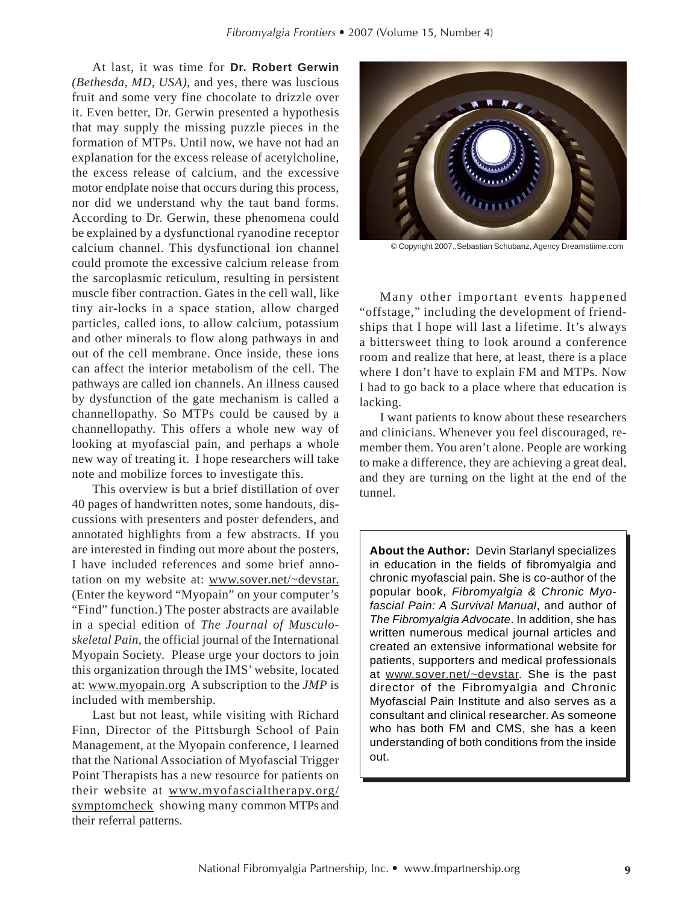At last, it was time for **Dr. Robert Gerwin** *(Bethesda, MD, USA)*, and yes, there was luscious fruit and some very fine chocolate to drizzle over it. Even better, Dr. Gerwin presented a hypothesis that may supply the missing puzzle pieces in the formation of MTPs. Until now, we have not had an explanation for the excess release of acetylcholine, the excess release of calcium, and the excessive motor endplate noise that occurs during this process, nor did we understand why the taut band forms. According to Dr. Gerwin, these phenomena could be explained by a dysfunctional ryanodine receptor calcium channel. This dysfunctional ion channel could promote the excessive calcium release from the sarcoplasmic reticulum, resulting in persistent muscle fiber contraction. Gates in the cell wall, like tiny air-locks in a space station, allow charged particles, called ions, to allow calcium, potassium and other minerals to flow along pathways in and out of the cell membrane. Once inside, these ions can affect the interior metabolism of the cell. The pathways are called ion channels. An illness caused by dysfunction of the gate mechanism is called a channellopathy. So MTPs could be caused by a channellopathy. This offers a whole new way of looking at myofascial pain, and perhaps a whole new way of treating it. I hope researchers will take note and mobilize forces to investigate this.

This overview is but a brief distillation of over 40 pages of handwritten notes, some handouts, discussions with presenters and poster defenders, and annotated highlights from a few abstracts. If you are interested in finding out more about the posters, I have included references and some brief annotation on my website at: www.sover.net/~devstar. (Enter the keyword "Myopain" on your computer's "Find" function.) The poster abstracts are available in a special edition of *The Journal of Musculoskeletal Pain*, the official journal of the International Myopain Society. Please urge your doctors to join this organization through the IMS' website, located at: www.myopain.org A subscription to the *JMP* is included with membership.

Last but not least, while visiting with Richard Finn, Director of the Pittsburgh School of Pain Management, at the Myopain conference, I learned that the National Association of Myofascial Trigger Point Therapists has a new resource for patients on their website at www.myofascialtherapy.org/symptomcheck showing many common MTPs and their referral patterns.

© Copyright 2007.,Sebastian Schubanz, Agency Dreamstiime.com

Many other important events happened "offstage," including the development of friendships that I hope will last a lifetime. It's always a bittersweet thing to look around a conference room and realize that here, at least, there is a place where I don't have to explain FM and MTPs. Now I had to go back to a place where that education is lacking.

I want patients to know about these researchers and clinicians. Whenever you feel discouraged, remember them. You aren't alone. People are working to make a difference, they are achieving a great deal, and they are turning on the light at the end of the tunnel.

**About the Author:** Devin Starlanyl specializes in education in the fields of fibromyalgia and chronic myofascial pain. She is co-author of the popular book, *Fibromyalgia & Chronic Myofascial Pain: A Survival Manual*, and author of *The Fibromyalgia Advocate*. In addition, she has written numerous medical journal articles and created an extensive informational website for patients, supporters and medical professionals at www.sover.net/~devstar. She is the past director of the Fibromyalgia and Chronic Myofascial Pain Institute and also serves as a consultant and clinical researcher. As someone who has both FM and CMS, she has a keen understanding of both conditions from the inside out.